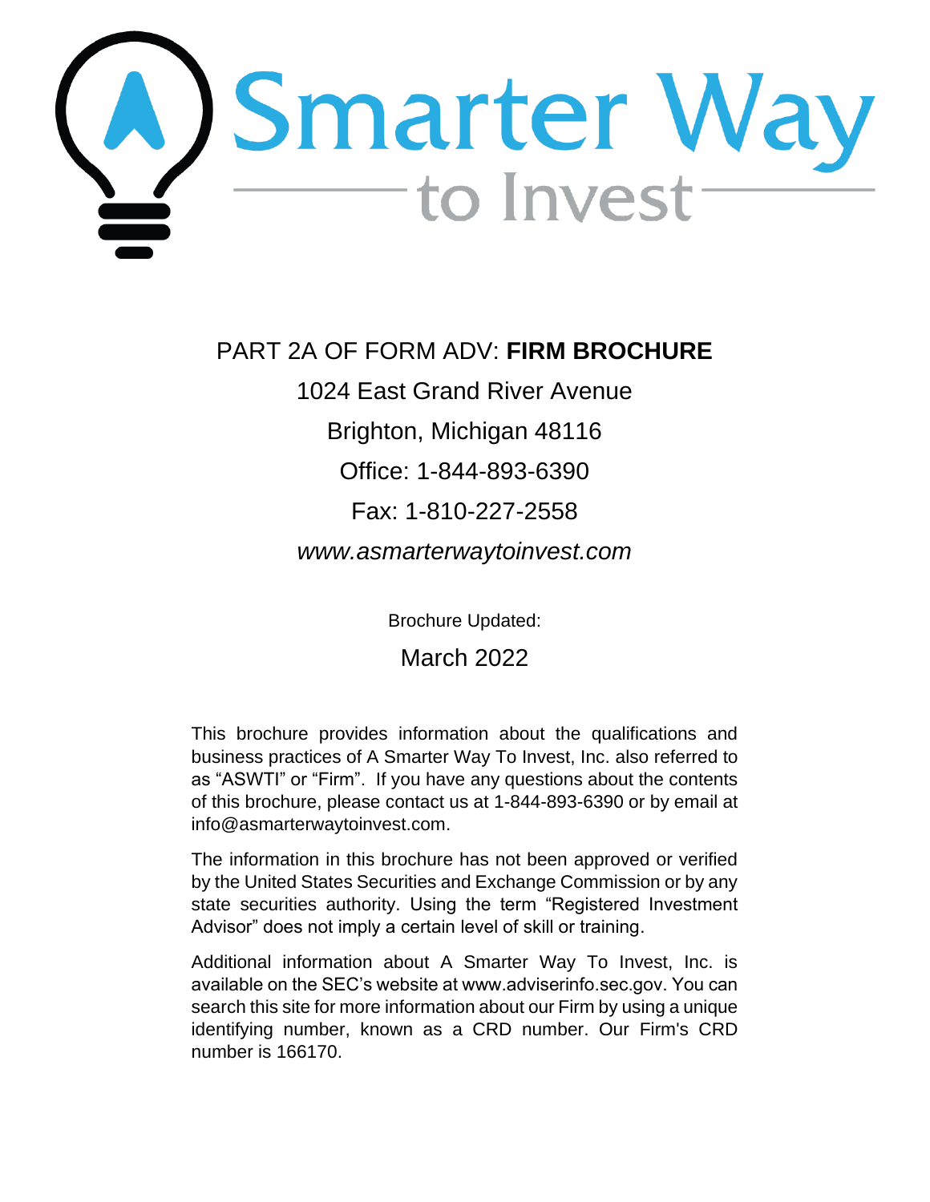# Smarter Way to Invest

## PART 2A OF FORM ADV: **FIRM BROCHURE**

1024 East Grand River Avenue

Brighton, Michigan 48116

Office: 1-844-893-6390

Fax: 1-810-227-2558

*www.asmarterwaytoinvest.com*

Brochure Updated:

March 2022

This brochure provides information about the qualifications and business practices of A Smarter Way To Invest, Inc. also referred to as "ASWTI" or "Firm". If you have any questions about the contents of this brochure, please contact us at 1-844-893-6390 or by email at info@asmarterwaytoinvest.com.

The information in this brochure has not been approved or verified by the United States Securities and Exchange Commission or by any state securities authority. Using the term "Registered Investment Advisor" does not imply a certain level of skill or training.

Additional information about A Smarter Way To Invest, Inc. is available on the SEC's website at www.adviserinfo.sec.gov. You can search this site for more information about our Firm by using a unique identifying number, known as a CRD number. Our Firm's CRD number is 166170.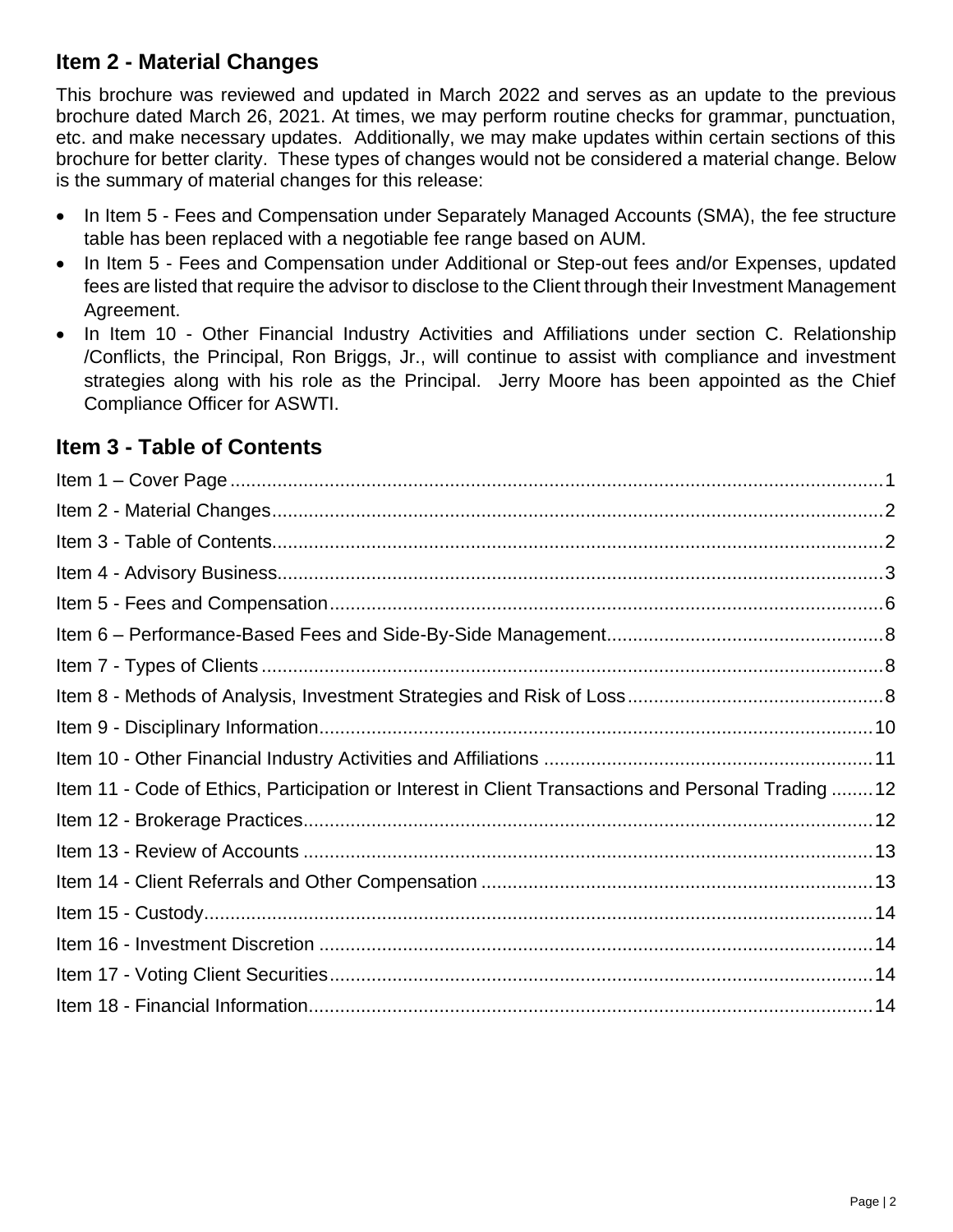## Item 2 - Material Changes

This brochure was reviewed and updated in March 2022 and serves as an update to the previous brochure dated March 26, 2021. At times, we may perform routine checks for grammar, punctuation, etc. and make necessary updates. Additionally, we may make updates within certain sections of this brochure for better clarity. These types of changes would not be considered a material change. Below is the summary of material changes for this release:

- In Item 5 - Fees and Compensation under Separately Managed Accounts (SMA), the fee structure table has been replaced with a negotiable fee range based on AUM.
- In Item 5 - Fees and Compensation under Additional or Step-out fees and/or Expenses, updated fees are listed that require the advisor to disclose to the Client through their Investment Management Agreement.
- In Item 10 - Other Financial Industry Activities and Affiliations under section C. Relationship /Conflicts, the Principal, Ron Briggs, Jr., will continue to assist with compliance and investment strategies along with his role as the Principal. Jerry Moore has been appointed as the Chief Compliance Officer for ASWTI.

## Item 3 - Table of Contents

Item 1 – Cover Page ........ 1
Item 2 - Material Changes ........ 2
Item 3 - Table of Contents ........ 2
Item 4 - Advisory Business ........ 3
Item 5 - Fees and Compensation ........ 6
Item 6 – Performance-Based Fees and Side-By-Side Management ........ 8
Item 7 - Types of Clients ........ 8
Item 8 - Methods of Analysis, Investment Strategies and Risk of Loss ........ 8
Item 9 - Disciplinary Information ........ 10
Item 10 - Other Financial Industry Activities and Affiliations ........ 11
Item 11 - Code of Ethics, Participation or Interest in Client Transactions and Personal Trading ........ 12
Item 12 - Brokerage Practices ........ 12
Item 13 - Review of Accounts ........ 13
Item 14 - Client Referrals and Other Compensation ........ 13
Item 15 - Custody ........ 14
Item 16 - Investment Discretion ........ 14
Item 17 - Voting Client Securities ........ 14
Item 18 - Financial Information ........ 14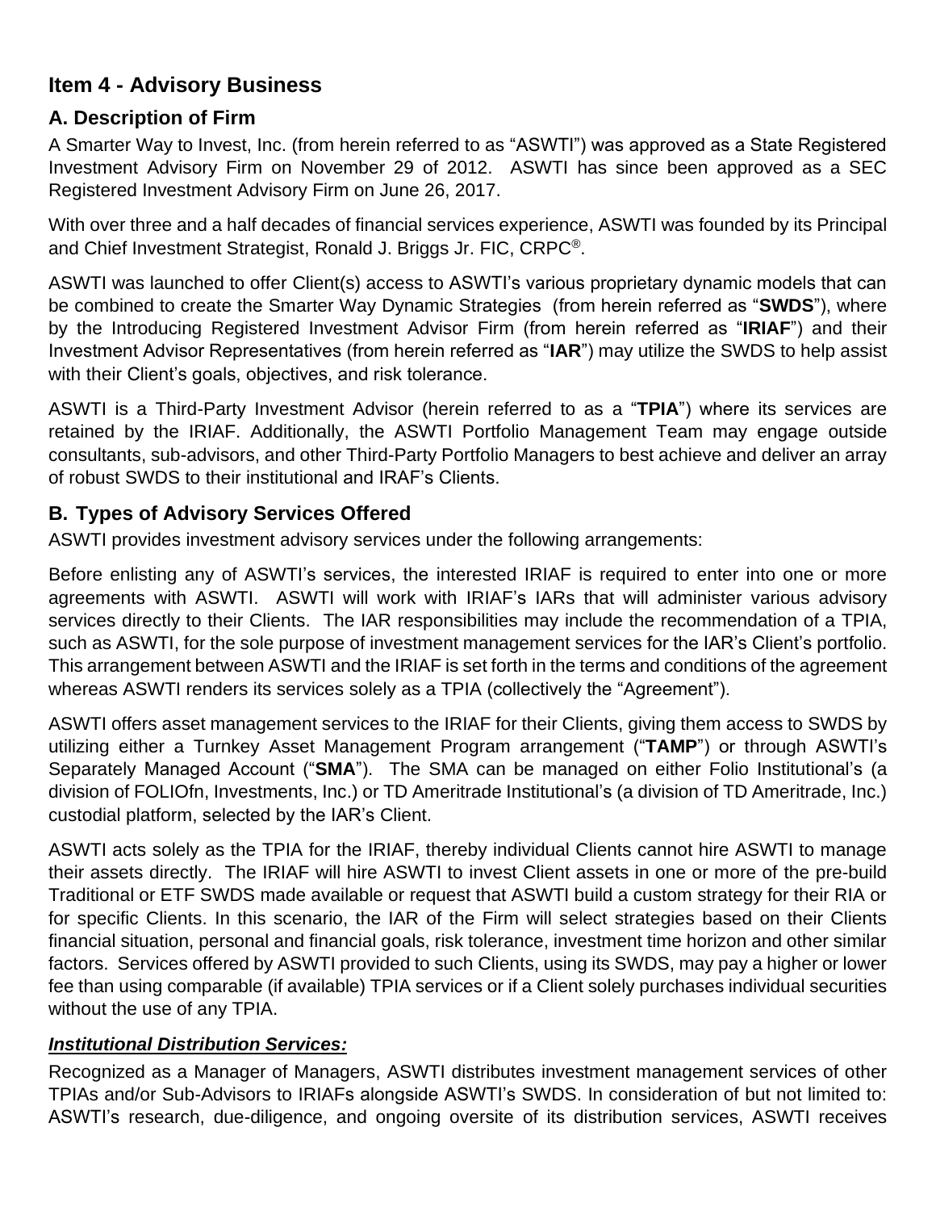## Item 4 - Advisory Business

### A. Description of Firm

A Smarter Way to Invest, Inc. (from herein referred to as "ASWTI") was approved as a State Registered Investment Advisory Firm on November 29 of 2012. ASWTI has since been approved as a SEC Registered Investment Advisory Firm on June 26, 2017.

With over three and a half decades of financial services experience, ASWTI was founded by its Principal and Chief Investment Strategist, Ronald J. Briggs Jr. FIC, CRPC®.

ASWTI was launched to offer Client(s) access to ASWTI's various proprietary dynamic models that can be combined to create the Smarter Way Dynamic Strategies (from herein referred as "**SWDS**"), where by the Introducing Registered Investment Advisor Firm (from herein referred as "**IRIAF**") and their Investment Advisor Representatives (from herein referred as "**IAR**") may utilize the SWDS to help assist with their Client's goals, objectives, and risk tolerance.

ASWTI is a Third-Party Investment Advisor (herein referred to as a "**TPIA**") where its services are retained by the IRIAF. Additionally, the ASWTI Portfolio Management Team may engage outside consultants, sub-advisors, and other Third-Party Portfolio Managers to best achieve and deliver an array of robust SWDS to their institutional and IRAF's Clients.

### B. Types of Advisory Services Offered

ASWTI provides investment advisory services under the following arrangements:

Before enlisting any of ASWTI's services, the interested IRIAF is required to enter into one or more agreements with ASWTI. ASWTI will work with IRIAF's IARs that will administer various advisory services directly to their Clients. The IAR responsibilities may include the recommendation of a TPIA, such as ASWTI, for the sole purpose of investment management services for the IAR's Client's portfolio. This arrangement between ASWTI and the IRIAF is set forth in the terms and conditions of the agreement whereas ASWTI renders its services solely as a TPIA (collectively the "Agreement").

ASWTI offers asset management services to the IRIAF for their Clients, giving them access to SWDS by utilizing either a Turnkey Asset Management Program arrangement ("**TAMP**") or through ASWTI's Separately Managed Account ("**SMA**"). The SMA can be managed on either Folio Institutional's (a division of FOLIOfn, Investments, Inc.) or TD Ameritrade Institutional's (a division of TD Ameritrade, Inc.) custodial platform, selected by the IAR's Client.

ASWTI acts solely as the TPIA for the IRIAF, thereby individual Clients cannot hire ASWTI to manage their assets directly. The IRIAF will hire ASWTI to invest Client assets in one or more of the pre-build Traditional or ETF SWDS made available or request that ASWTI build a custom strategy for their RIA or for specific Clients. In this scenario, the IAR of the Firm will select strategies based on their Clients financial situation, personal and financial goals, risk tolerance, investment time horizon and other similar factors. Services offered by ASWTI provided to such Clients, using its SWDS, may pay a higher or lower fee than using comparable (if available) TPIA services or if a Client solely purchases individual securities without the use of any TPIA.

***Institutional Distribution Services:***

Recognized as a Manager of Managers, ASWTI distributes investment management services of other TPIAs and/or Sub-Advisors to IRIAFs alongside ASWTI's SWDS. In consideration of but not limited to: ASWTI's research, due-diligence, and ongoing oversite of its distribution services, ASWTI receives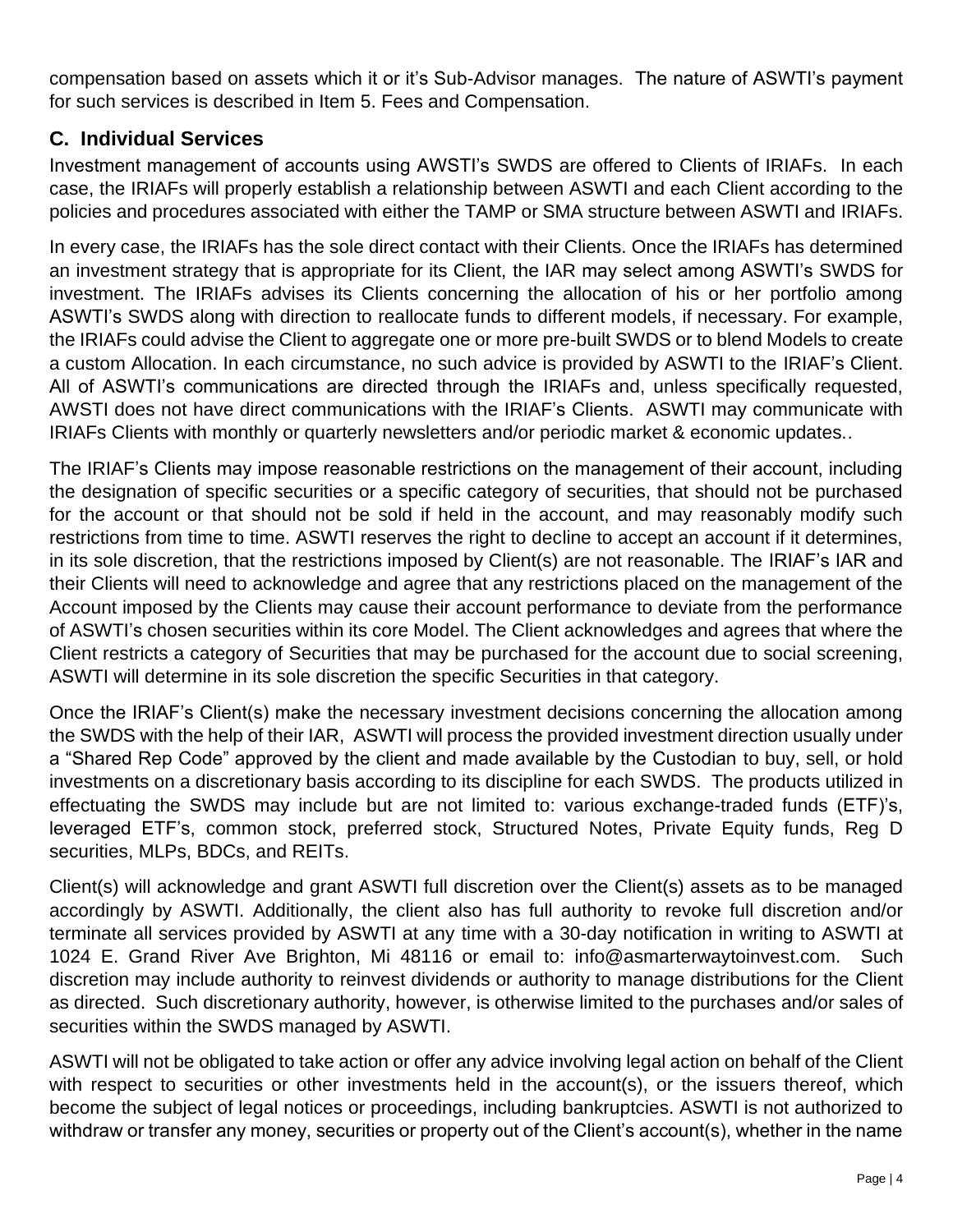compensation based on assets which it or it's Sub-Advisor manages. The nature of ASWTI's payment for such services is described in Item 5. Fees and Compensation.

## C. Individual Services

Investment management of accounts using AWSTI's SWDS are offered to Clients of IRIAFs. In each case, the IRIAFs will properly establish a relationship between ASWTI and each Client according to the policies and procedures associated with either the TAMP or SMA structure between ASWTI and IRIAFs.

In every case, the IRIAFs has the sole direct contact with their Clients. Once the IRIAFs has determined an investment strategy that is appropriate for its Client, the IAR may select among ASWTI's SWDS for investment. The IRIAFs advises its Clients concerning the allocation of his or her portfolio among ASWTI's SWDS along with direction to reallocate funds to different models, if necessary. For example, the IRIAFs could advise the Client to aggregate one or more pre-built SWDS or to blend Models to create a custom Allocation. In each circumstance, no such advice is provided by ASWTI to the IRIAF's Client. All of ASWTI's communications are directed through the IRIAFs and, unless specifically requested, AWSTI does not have direct communications with the IRIAF's Clients. ASWTI may communicate with IRIAFs Clients with monthly or quarterly newsletters and/or periodic market & economic updates..

The IRIAF's Clients may impose reasonable restrictions on the management of their account, including the designation of specific securities or a specific category of securities, that should not be purchased for the account or that should not be sold if held in the account, and may reasonably modify such restrictions from time to time. ASWTI reserves the right to decline to accept an account if it determines, in its sole discretion, that the restrictions imposed by Client(s) are not reasonable. The IRIAF's IAR and their Clients will need to acknowledge and agree that any restrictions placed on the management of the Account imposed by the Clients may cause their account performance to deviate from the performance of ASWTI's chosen securities within its core Model. The Client acknowledges and agrees that where the Client restricts a category of Securities that may be purchased for the account due to social screening, ASWTI will determine in its sole discretion the specific Securities in that category.

Once the IRIAF's Client(s) make the necessary investment decisions concerning the allocation among the SWDS with the help of their IAR, ASWTI will process the provided investment direction usually under a "Shared Rep Code" approved by the client and made available by the Custodian to buy, sell, or hold investments on a discretionary basis according to its discipline for each SWDS. The products utilized in effectuating the SWDS may include but are not limited to: various exchange-traded funds (ETF)'s, leveraged ETF's, common stock, preferred stock, Structured Notes, Private Equity funds, Reg D securities, MLPs, BDCs, and REITs.

Client(s) will acknowledge and grant ASWTI full discretion over the Client(s) assets as to be managed accordingly by ASWTI. Additionally, the client also has full authority to revoke full discretion and/or terminate all services provided by ASWTI at any time with a 30-day notification in writing to ASWTI at 1024 E. Grand River Ave Brighton, Mi 48116 or email to: info@asmarterwaytoinvest.com. Such discretion may include authority to reinvest dividends or authority to manage distributions for the Client as directed. Such discretionary authority, however, is otherwise limited to the purchases and/or sales of securities within the SWDS managed by ASWTI.

ASWTI will not be obligated to take action or offer any advice involving legal action on behalf of the Client with respect to securities or other investments held in the account(s), or the issuers thereof, which become the subject of legal notices or proceedings, including bankruptcies. ASWTI is not authorized to withdraw or transfer any money, securities or property out of the Client's account(s), whether in the name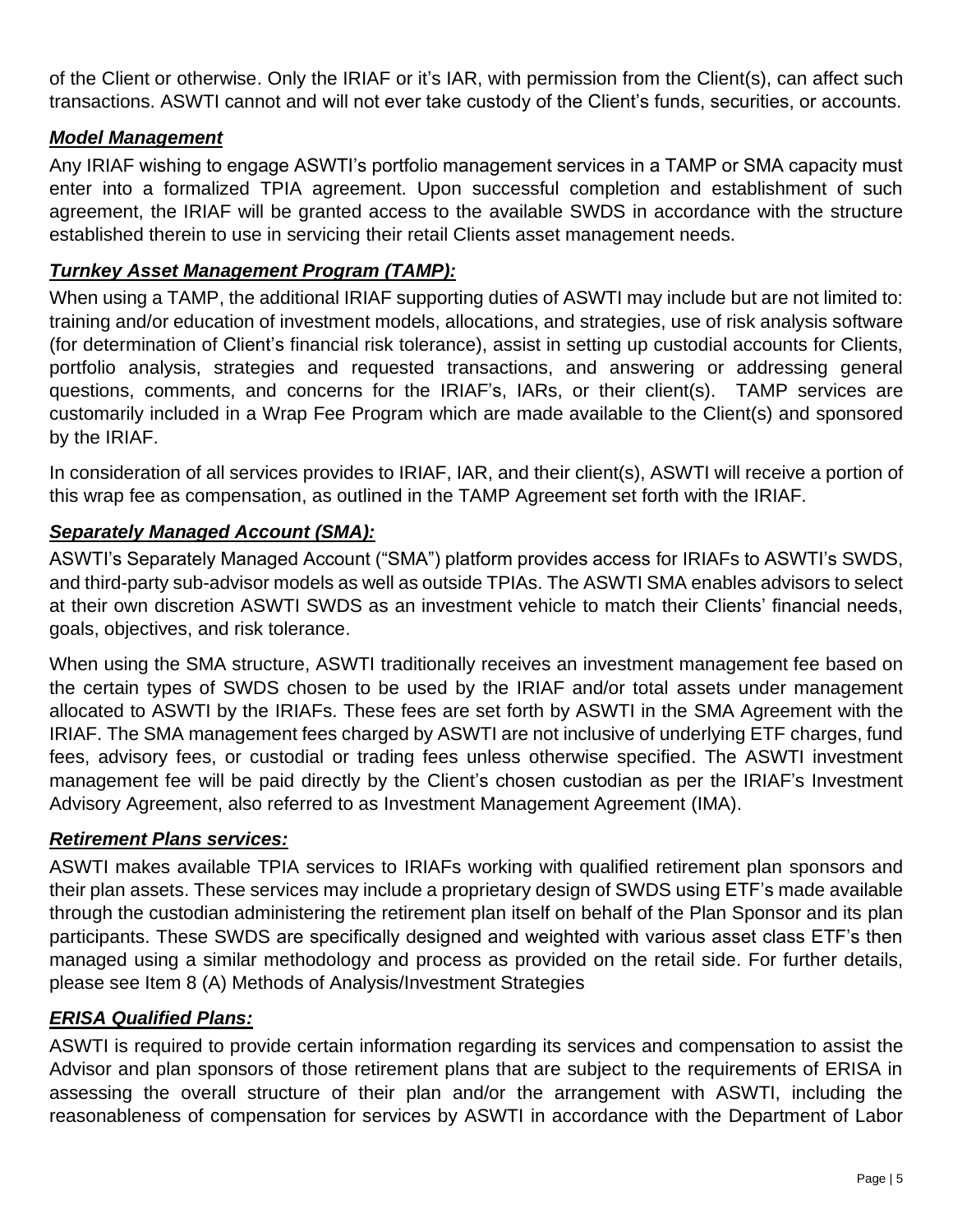of the Client or otherwise. Only the IRIAF or it's IAR, with permission from the Client(s), can affect such transactions. ASWTI cannot and will not ever take custody of the Client's funds, securities, or accounts.

***Model Management***

Any IRIAF wishing to engage ASWTI's portfolio management services in a TAMP or SMA capacity must enter into a formalized TPIA agreement. Upon successful completion and establishment of such agreement, the IRIAF will be granted access to the available SWDS in accordance with the structure established therein to use in servicing their retail Clients asset management needs.

***Turnkey Asset Management Program (TAMP):***

When using a TAMP, the additional IRIAF supporting duties of ASWTI may include but are not limited to: training and/or education of investment models, allocations, and strategies, use of risk analysis software (for determination of Client's financial risk tolerance), assist in setting up custodial accounts for Clients, portfolio analysis, strategies and requested transactions, and answering or addressing general questions, comments, and concerns for the IRIAF's, IARs, or their client(s). TAMP services are customarily included in a Wrap Fee Program which are made available to the Client(s) and sponsored by the IRIAF.

In consideration of all services provides to IRIAF, IAR, and their client(s), ASWTI will receive a portion of this wrap fee as compensation, as outlined in the TAMP Agreement set forth with the IRIAF.

***Separately Managed Account (SMA):***

ASWTI's Separately Managed Account ("SMA") platform provides access for IRIAFs to ASWTI's SWDS, and third-party sub-advisor models as well as outside TPIAs. The ASWTI SMA enables advisors to select at their own discretion ASWTI SWDS as an investment vehicle to match their Clients' financial needs, goals, objectives, and risk tolerance.

When using the SMA structure, ASWTI traditionally receives an investment management fee based on the certain types of SWDS chosen to be used by the IRIAF and/or total assets under management allocated to ASWTI by the IRIAFs. These fees are set forth by ASWTI in the SMA Agreement with the IRIAF. The SMA management fees charged by ASWTI are not inclusive of underlying ETF charges, fund fees, advisory fees, or custodial or trading fees unless otherwise specified. The ASWTI investment management fee will be paid directly by the Client's chosen custodian as per the IRIAF's Investment Advisory Agreement, also referred to as Investment Management Agreement (IMA).

***Retirement Plans services:***

ASWTI makes available TPIA services to IRIAFs working with qualified retirement plan sponsors and their plan assets. These services may include a proprietary design of SWDS using ETF's made available through the custodian administering the retirement plan itself on behalf of the Plan Sponsor and its plan participants. These SWDS are specifically designed and weighted with various asset class ETF's then managed using a similar methodology and process as provided on the retail side. For further details, please see Item 8 (A) Methods of Analysis/Investment Strategies

***ERISA Qualified Plans:***

ASWTI is required to provide certain information regarding its services and compensation to assist the Advisor and plan sponsors of those retirement plans that are subject to the requirements of ERISA in assessing the overall structure of their plan and/or the arrangement with ASWTI, including the reasonableness of compensation for services by ASWTI in accordance with the Department of Labor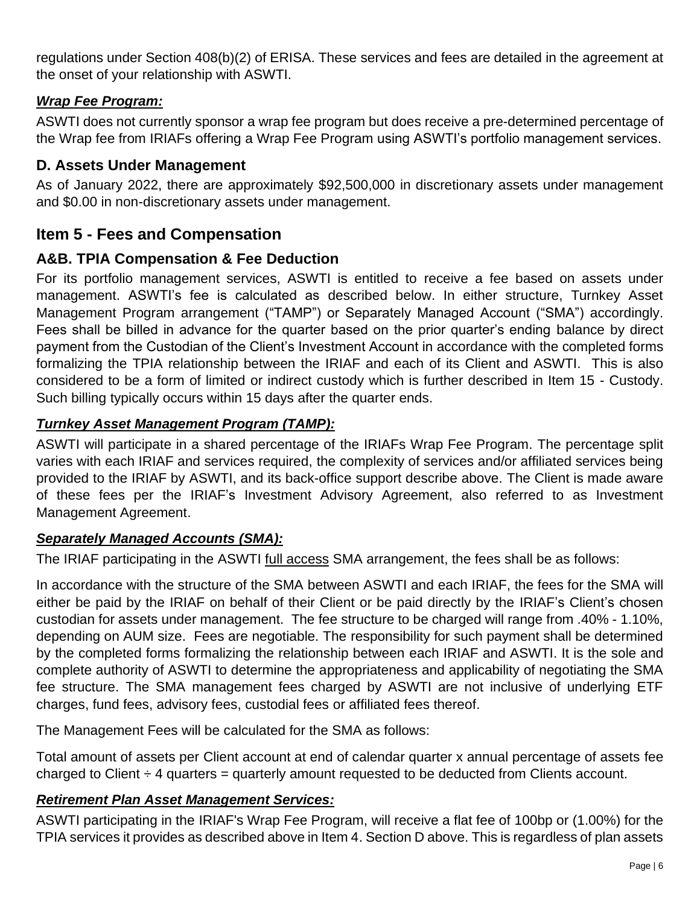regulations under Section 408(b)(2) of ERISA. These services and fees are detailed in the agreement at the onset of your relationship with ASWTI.

### ***Wrap Fee Program:***

ASWTI does not currently sponsor a wrap fee program but does receive a pre-determined percentage of the Wrap fee from IRIAFs offering a Wrap Fee Program using ASWTI's portfolio management services.

## D. Assets Under Management

As of January 2022, there are approximately $92,500,000 in discretionary assets under management and $0.00 in non-discretionary assets under management.

# Item 5 - Fees and Compensation

## A&B. TPIA Compensation & Fee Deduction

For its portfolio management services, ASWTI is entitled to receive a fee based on assets under management. ASWTI's fee is calculated as described below. In either structure, Turnkey Asset Management Program arrangement ("TAMP") or Separately Managed Account ("SMA") accordingly. Fees shall be billed in advance for the quarter based on the prior quarter's ending balance by direct payment from the Custodian of the Client's Investment Account in accordance with the completed forms formalizing the TPIA relationship between the IRIAF and each of its Client and ASWTI. This is also considered to be a form of limited or indirect custody which is further described in Item 15 - Custody. Such billing typically occurs within 15 days after the quarter ends.

### ***Turnkey Asset Management Program (TAMP):***

ASWTI will participate in a shared percentage of the IRIAFs Wrap Fee Program. The percentage split varies with each IRIAF and services required, the complexity of services and/or affiliated services being provided to the IRIAF by ASWTI, and its back-office support describe above. The Client is made aware of these fees per the IRIAF's Investment Advisory Agreement, also referred to as Investment Management Agreement.

### ***Separately Managed Accounts (SMA):***

The IRIAF participating in the ASWTI <u>full access</u> SMA arrangement, the fees shall be as follows:

In accordance with the structure of the SMA between ASWTI and each IRIAF, the fees for the SMA will either be paid by the IRIAF on behalf of their Client or be paid directly by the IRIAF's Client's chosen custodian for assets under management. The fee structure to be charged will range from .40% - 1.10%, depending on AUM size. Fees are negotiable. The responsibility for such payment shall be determined by the completed forms formalizing the relationship between each IRIAF and ASWTI. It is the sole and complete authority of ASWTI to determine the appropriateness and applicability of negotiating the SMA fee structure. The SMA management fees charged by ASWTI are not inclusive of underlying ETF charges, fund fees, advisory fees, custodial fees or affiliated fees thereof.

The Management Fees will be calculated for the SMA as follows:

Total amount of assets per Client account at end of calendar quarter x annual percentage of assets fee charged to Client ÷ 4 quarters = quarterly amount requested to be deducted from Clients account.

### ***Retirement Plan Asset Management Services:***

ASWTI participating in the IRIAF's Wrap Fee Program, will receive a flat fee of 100bp or (1.00%) for the TPIA services it provides as described above in Item 4. Section D above. This is regardless of plan assets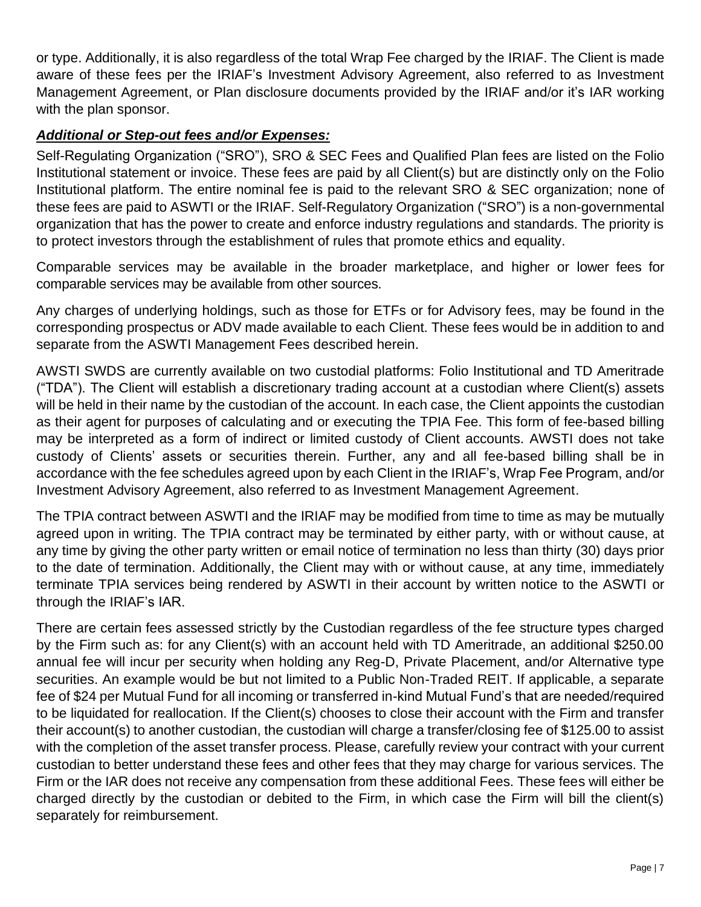or type. Additionally, it is also regardless of the total Wrap Fee charged by the IRIAF. The Client is made aware of these fees per the IRIAF's Investment Advisory Agreement, also referred to as Investment Management Agreement, or Plan disclosure documents provided by the IRIAF and/or it's IAR working with the plan sponsor.

***Additional or Step-out fees and/or Expenses:***

Self-Regulating Organization ("SRO"), SRO & SEC Fees and Qualified Plan fees are listed on the Folio Institutional statement or invoice. These fees are paid by all Client(s) but are distinctly only on the Folio Institutional platform. The entire nominal fee is paid to the relevant SRO & SEC organization; none of these fees are paid to ASWTI or the IRIAF. Self-Regulatory Organization ("SRO") is a non-governmental organization that has the power to create and enforce industry regulations and standards. The priority is to protect investors through the establishment of rules that promote ethics and equality.

Comparable services may be available in the broader marketplace, and higher or lower fees for comparable services may be available from other sources.

Any charges of underlying holdings, such as those for ETFs or for Advisory fees, may be found in the corresponding prospectus or ADV made available to each Client. These fees would be in addition to and separate from the ASWTI Management Fees described herein.

AWSTI SWDS are currently available on two custodial platforms: Folio Institutional and TD Ameritrade ("TDA"). The Client will establish a discretionary trading account at a custodian where Client(s) assets will be held in their name by the custodian of the account. In each case, the Client appoints the custodian as their agent for purposes of calculating and or executing the TPIA Fee. This form of fee-based billing may be interpreted as a form of indirect or limited custody of Client accounts. AWSTI does not take custody of Clients' assets or securities therein. Further, any and all fee-based billing shall be in accordance with the fee schedules agreed upon by each Client in the IRIAF's, Wrap Fee Program, and/or Investment Advisory Agreement, also referred to as Investment Management Agreement.

The TPIA contract between ASWTI and the IRIAF may be modified from time to time as may be mutually agreed upon in writing. The TPIA contract may be terminated by either party, with or without cause, at any time by giving the other party written or email notice of termination no less than thirty (30) days prior to the date of termination. Additionally, the Client may with or without cause, at any time, immediately terminate TPIA services being rendered by ASWTI in their account by written notice to the ASWTI or through the IRIAF's IAR.

There are certain fees assessed strictly by the Custodian regardless of the fee structure types charged by the Firm such as: for any Client(s) with an account held with TD Ameritrade, an additional $250.00 annual fee will incur per security when holding any Reg-D, Private Placement, and/or Alternative type securities. An example would be but not limited to a Public Non-Traded REIT. If applicable, a separate fee of $24 per Mutual Fund for all incoming or transferred in-kind Mutual Fund's that are needed/required to be liquidated for reallocation. If the Client(s) chooses to close their account with the Firm and transfer their account(s) to another custodian, the custodian will charge a transfer/closing fee of $125.00 to assist with the completion of the asset transfer process. Please, carefully review your contract with your current custodian to better understand these fees and other fees that they may charge for various services. The Firm or the IAR does not receive any compensation from these additional Fees. These fees will either be charged directly by the custodian or debited to the Firm, in which case the Firm will bill the client(s) separately for reimbursement.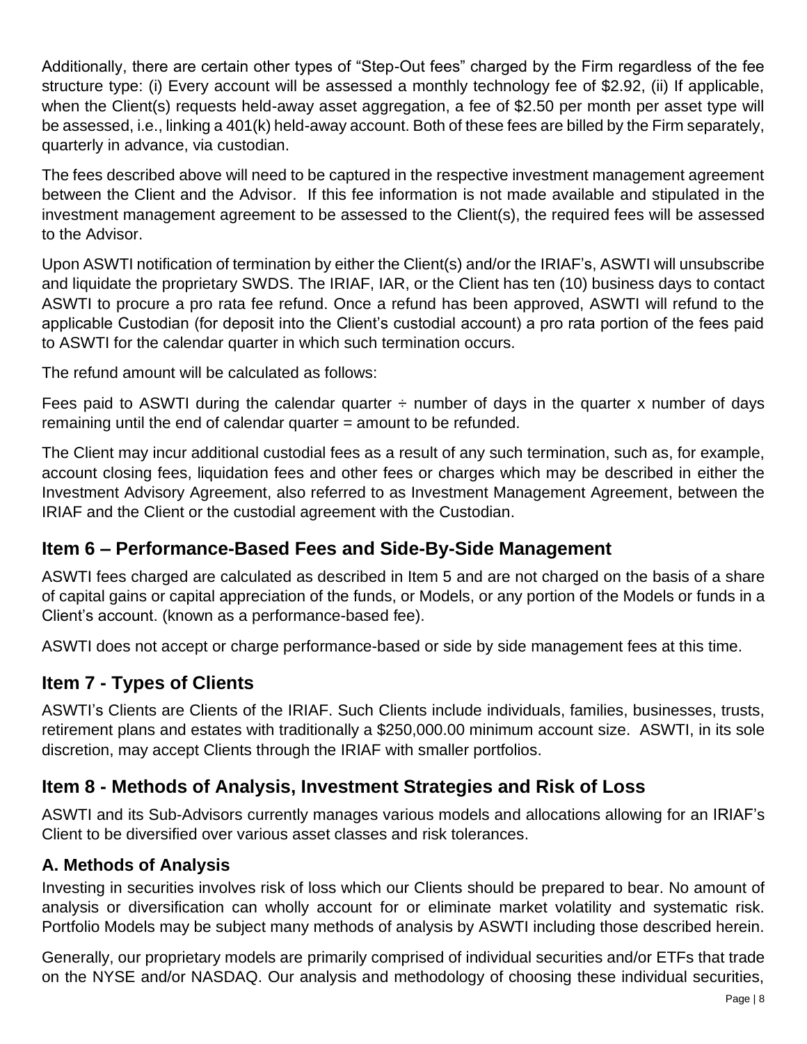Additionally, there are certain other types of "Step-Out fees" charged by the Firm regardless of the fee structure type: (i) Every account will be assessed a monthly technology fee of $2.92, (ii) If applicable, when the Client(s) requests held-away asset aggregation, a fee of $2.50 per month per asset type will be assessed, i.e., linking a 401(k) held-away account. Both of these fees are billed by the Firm separately, quarterly in advance, via custodian.

The fees described above will need to be captured in the respective investment management agreement between the Client and the Advisor. If this fee information is not made available and stipulated in the investment management agreement to be assessed to the Client(s), the required fees will be assessed to the Advisor.

Upon ASWTI notification of termination by either the Client(s) and/or the IRIAF's, ASWTI will unsubscribe and liquidate the proprietary SWDS. The IRIAF, IAR, or the Client has ten (10) business days to contact ASWTI to procure a pro rata fee refund. Once a refund has been approved, ASWTI will refund to the applicable Custodian (for deposit into the Client's custodial account) a pro rata portion of the fees paid to ASWTI for the calendar quarter in which such termination occurs.

The refund amount will be calculated as follows:

Fees paid to ASWTI during the calendar quarter ÷ number of days in the quarter x number of days remaining until the end of calendar quarter = amount to be refunded.

The Client may incur additional custodial fees as a result of any such termination, such as, for example, account closing fees, liquidation fees and other fees or charges which may be described in either the Investment Advisory Agreement, also referred to as Investment Management Agreement, between the IRIAF and the Client or the custodial agreement with the Custodian.

## Item 6 – Performance-Based Fees and Side-By-Side Management

ASWTI fees charged are calculated as described in Item 5 and are not charged on the basis of a share of capital gains or capital appreciation of the funds, or Models, or any portion of the Models or funds in a Client's account. (known as a performance-based fee).

ASWTI does not accept or charge performance-based or side by side management fees at this time.

## Item 7 - Types of Clients

ASWTI's Clients are Clients of the IRIAF. Such Clients include individuals, families, businesses, trusts, retirement plans and estates with traditionally a $250,000.00 minimum account size. ASWTI, in its sole discretion, may accept Clients through the IRIAF with smaller portfolios.

## Item 8 - Methods of Analysis, Investment Strategies and Risk of Loss

ASWTI and its Sub-Advisors currently manages various models and allocations allowing for an IRIAF's Client to be diversified over various asset classes and risk tolerances.

### A. Methods of Analysis

Investing in securities involves risk of loss which our Clients should be prepared to bear. No amount of analysis or diversification can wholly account for or eliminate market volatility and systematic risk. Portfolio Models may be subject many methods of analysis by ASWTI including those described herein.

Generally, our proprietary models are primarily comprised of individual securities and/or ETFs that trade on the NYSE and/or NASDAQ. Our analysis and methodology of choosing these individual securities,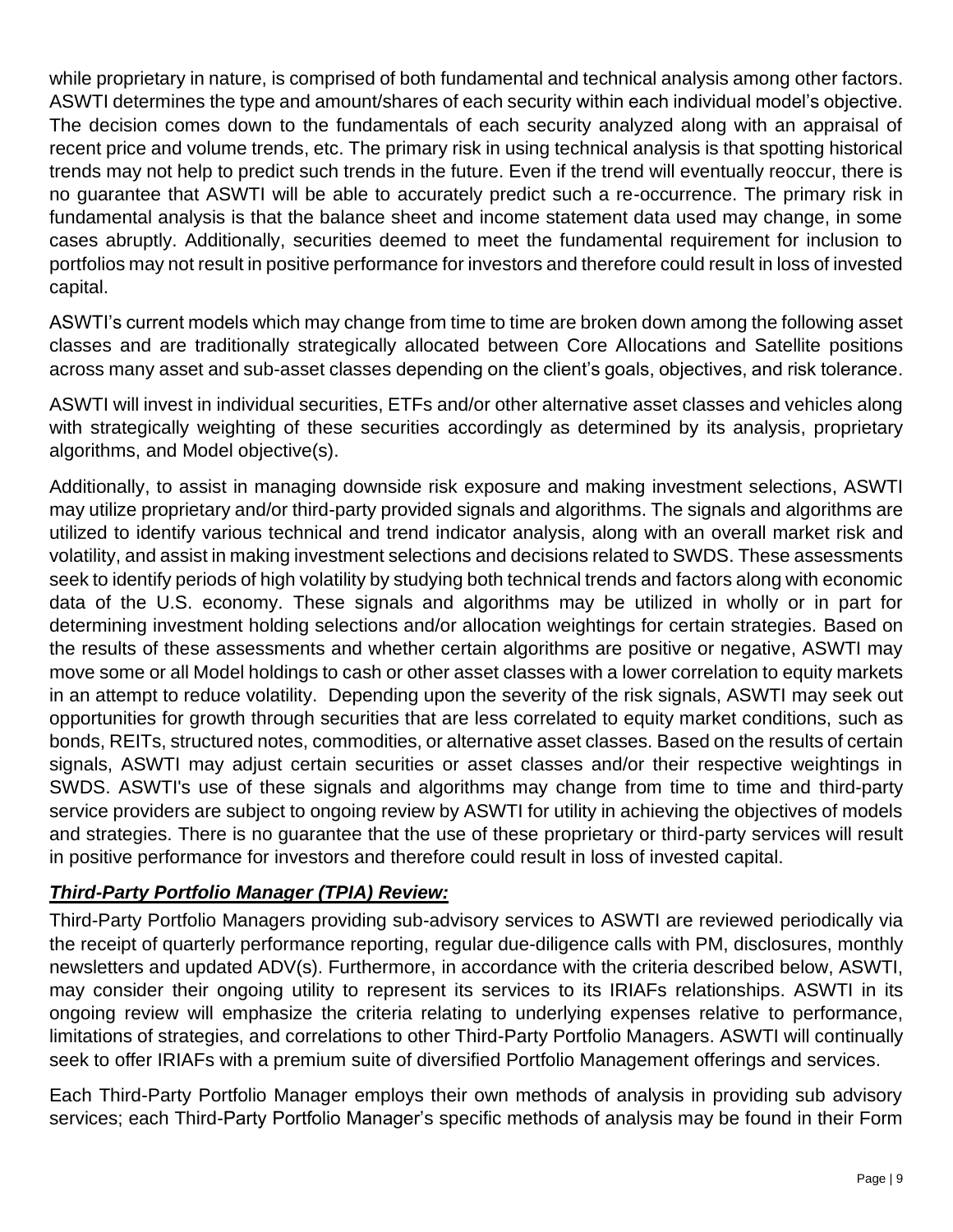while proprietary in nature, is comprised of both fundamental and technical analysis among other factors. ASWTI determines the type and amount/shares of each security within each individual model's objective. The decision comes down to the fundamentals of each security analyzed along with an appraisal of recent price and volume trends, etc. The primary risk in using technical analysis is that spotting historical trends may not help to predict such trends in the future. Even if the trend will eventually reoccur, there is no guarantee that ASWTI will be able to accurately predict such a re-occurrence. The primary risk in fundamental analysis is that the balance sheet and income statement data used may change, in some cases abruptly. Additionally, securities deemed to meet the fundamental requirement for inclusion to portfolios may not result in positive performance for investors and therefore could result in loss of invested capital.

ASWTI's current models which may change from time to time are broken down among the following asset classes and are traditionally strategically allocated between Core Allocations and Satellite positions across many asset and sub-asset classes depending on the client's goals, objectives, and risk tolerance.

ASWTI will invest in individual securities, ETFs and/or other alternative asset classes and vehicles along with strategically weighting of these securities accordingly as determined by its analysis, proprietary algorithms, and Model objective(s).

Additionally, to assist in managing downside risk exposure and making investment selections, ASWTI may utilize proprietary and/or third-party provided signals and algorithms. The signals and algorithms are utilized to identify various technical and trend indicator analysis, along with an overall market risk and volatility, and assist in making investment selections and decisions related to SWDS. These assessments seek to identify periods of high volatility by studying both technical trends and factors along with economic data of the U.S. economy. These signals and algorithms may be utilized in wholly or in part for determining investment holding selections and/or allocation weightings for certain strategies. Based on the results of these assessments and whether certain algorithms are positive or negative, ASWTI may move some or all Model holdings to cash or other asset classes with a lower correlation to equity markets in an attempt to reduce volatility. Depending upon the severity of the risk signals, ASWTI may seek out opportunities for growth through securities that are less correlated to equity market conditions, such as bonds, REITs, structured notes, commodities, or alternative asset classes. Based on the results of certain signals, ASWTI may adjust certain securities or asset classes and/or their respective weightings in SWDS. ASWTI's use of these signals and algorithms may change from time to time and third-party service providers are subject to ongoing review by ASWTI for utility in achieving the objectives of models and strategies. There is no guarantee that the use of these proprietary or third-party services will result in positive performance for investors and therefore could result in loss of invested capital.

***Third-Party Portfolio Manager (TPIA) Review:***

Third-Party Portfolio Managers providing sub-advisory services to ASWTI are reviewed periodically via the receipt of quarterly performance reporting, regular due-diligence calls with PM, disclosures, monthly newsletters and updated ADV(s). Furthermore, in accordance with the criteria described below, ASWTI, may consider their ongoing utility to represent its services to its IRIAFs relationships. ASWTI in its ongoing review will emphasize the criteria relating to underlying expenses relative to performance, limitations of strategies, and correlations to other Third-Party Portfolio Managers. ASWTI will continually seek to offer IRIAFs with a premium suite of diversified Portfolio Management offerings and services.

Each Third-Party Portfolio Manager employs their own methods of analysis in providing sub advisory services; each Third-Party Portfolio Manager's specific methods of analysis may be found in their Form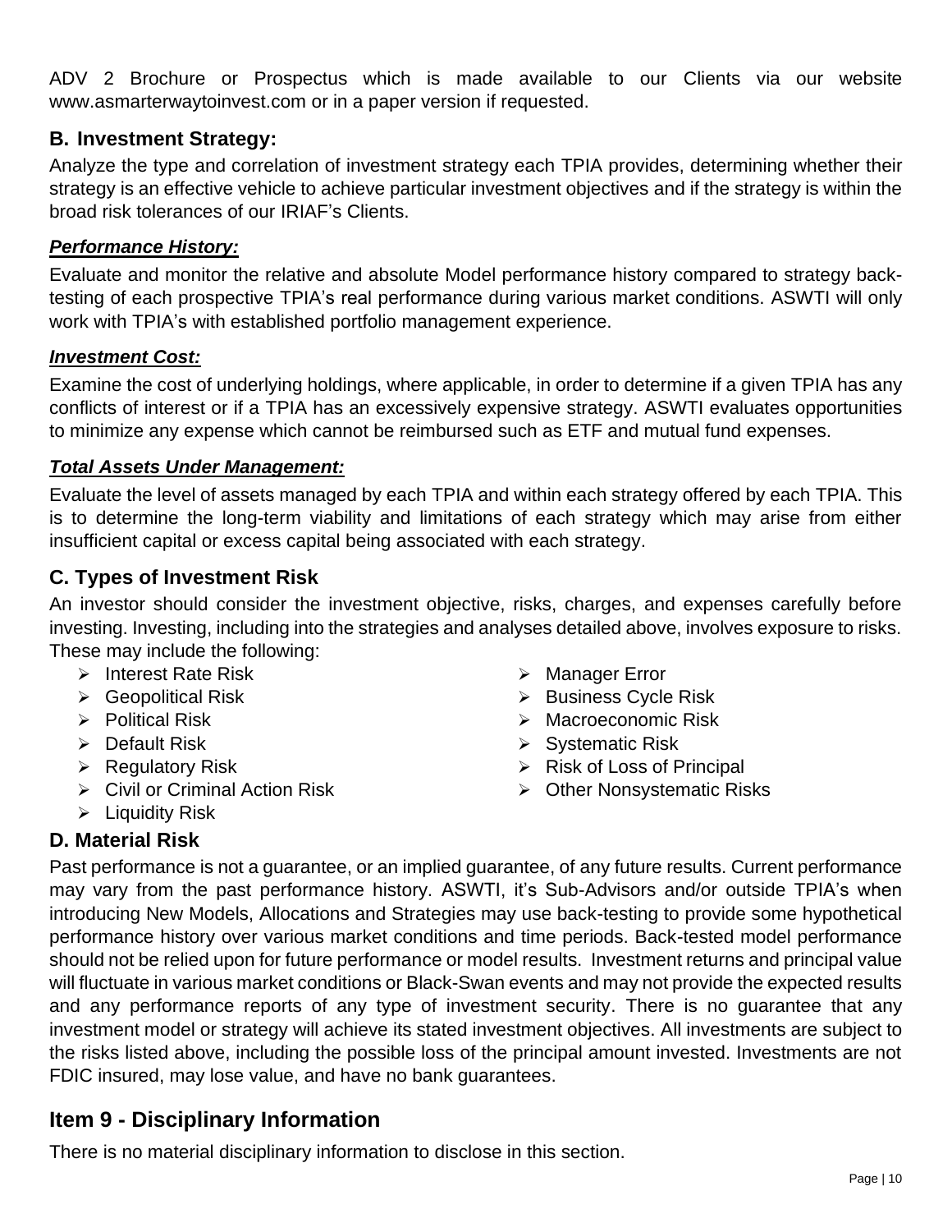ADV 2 Brochure or Prospectus which is made available to our Clients via our website www.asmarterwaytoinvest.com or in a paper version if requested.

### B. Investment Strategy:

Analyze the type and correlation of investment strategy each TPIA provides, determining whether their strategy is an effective vehicle to achieve particular investment objectives and if the strategy is within the broad risk tolerances of our IRIAF's Clients.

***Performance History:***

Evaluate and monitor the relative and absolute Model performance history compared to strategy back-testing of each prospective TPIA's real performance during various market conditions. ASWTI will only work with TPIA's with established portfolio management experience.

***Investment Cost:***

Examine the cost of underlying holdings, where applicable, in order to determine if a given TPIA has any conflicts of interest or if a TPIA has an excessively expensive strategy. ASWTI evaluates opportunities to minimize any expense which cannot be reimbursed such as ETF and mutual fund expenses.

***Total Assets Under Management:***

Evaluate the level of assets managed by each TPIA and within each strategy offered by each TPIA. This is to determine the long-term viability and limitations of each strategy which may arise from either insufficient capital or excess capital being associated with each strategy.

### C. Types of Investment Risk

An investor should consider the investment objective, risks, charges, and expenses carefully before investing. Investing, including into the strategies and analyses detailed above, involves exposure to risks. These may include the following:

- Interest Rate Risk
- Geopolitical Risk
- Political Risk
- Default Risk
- Regulatory Risk
- Civil or Criminal Action Risk
- Liquidity Risk
- Manager Error
- Business Cycle Risk
- Macroeconomic Risk
- Systematic Risk
- Risk of Loss of Principal
- Other Nonsystematic Risks

### D. Material Risk

Past performance is not a guarantee, or an implied guarantee, of any future results. Current performance may vary from the past performance history. ASWTI, it's Sub-Advisors and/or outside TPIA's when introducing New Models, Allocations and Strategies may use back-testing to provide some hypothetical performance history over various market conditions and time periods. Back-tested model performance should not be relied upon for future performance or model results. Investment returns and principal value will fluctuate in various market conditions or Black-Swan events and may not provide the expected results and any performance reports of any type of investment security. There is no guarantee that any investment model or strategy will achieve its stated investment objectives. All investments are subject to the risks listed above, including the possible loss of the principal amount invested. Investments are not FDIC insured, may lose value, and have no bank guarantees.

## Item 9 - Disciplinary Information

There is no material disciplinary information to disclose in this section.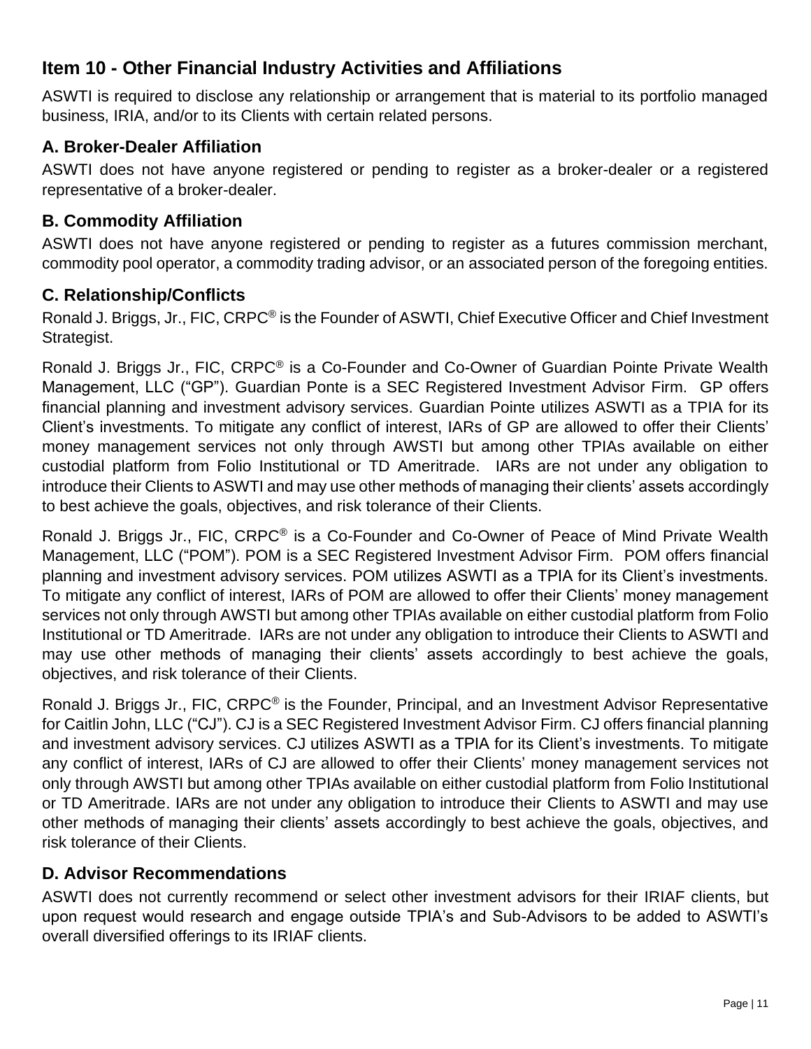## Item 10 - Other Financial Industry Activities and Affiliations

ASWTI is required to disclose any relationship or arrangement that is material to its portfolio managed business, IRIA, and/or to its Clients with certain related persons.

### A. Broker-Dealer Affiliation

ASWTI does not have anyone registered or pending to register as a broker-dealer or a registered representative of a broker-dealer.

### B. Commodity Affiliation

ASWTI does not have anyone registered or pending to register as a futures commission merchant, commodity pool operator, a commodity trading advisor, or an associated person of the foregoing entities.

### C. Relationship/Conflicts

Ronald J. Briggs, Jr., FIC, CRPC® is the Founder of ASWTI, Chief Executive Officer and Chief Investment Strategist.

Ronald J. Briggs Jr., FIC, CRPC® is a Co-Founder and Co-Owner of Guardian Pointe Private Wealth Management, LLC ("GP"). Guardian Ponte is a SEC Registered Investment Advisor Firm. GP offers financial planning and investment advisory services. Guardian Pointe utilizes ASWTI as a TPIA for its Client's investments. To mitigate any conflict of interest, IARs of GP are allowed to offer their Clients' money management services not only through AWSTI but among other TPIAs available on either custodial platform from Folio Institutional or TD Ameritrade. IARs are not under any obligation to introduce their Clients to ASWTI and may use other methods of managing their clients' assets accordingly to best achieve the goals, objectives, and risk tolerance of their Clients.

Ronald J. Briggs Jr., FIC, CRPC® is a Co-Founder and Co-Owner of Peace of Mind Private Wealth Management, LLC ("POM"). POM is a SEC Registered Investment Advisor Firm. POM offers financial planning and investment advisory services. POM utilizes ASWTI as a TPIA for its Client's investments. To mitigate any conflict of interest, IARs of POM are allowed to offer their Clients' money management services not only through AWSTI but among other TPIAs available on either custodial platform from Folio Institutional or TD Ameritrade. IARs are not under any obligation to introduce their Clients to ASWTI and may use other methods of managing their clients' assets accordingly to best achieve the goals, objectives, and risk tolerance of their Clients.

Ronald J. Briggs Jr., FIC, CRPC® is the Founder, Principal, and an Investment Advisor Representative for Caitlin John, LLC ("CJ"). CJ is a SEC Registered Investment Advisor Firm. CJ offers financial planning and investment advisory services. CJ utilizes ASWTI as a TPIA for its Client's investments. To mitigate any conflict of interest, IARs of CJ are allowed to offer their Clients' money management services not only through AWSTI but among other TPIAs available on either custodial platform from Folio Institutional or TD Ameritrade. IARs are not under any obligation to introduce their Clients to ASWTI and may use other methods of managing their clients' assets accordingly to best achieve the goals, objectives, and risk tolerance of their Clients.

### D. Advisor Recommendations

ASWTI does not currently recommend or select other investment advisors for their IRIAF clients, but upon request would research and engage outside TPIA's and Sub-Advisors to be added to ASWTI's overall diversified offerings to its IRIAF clients.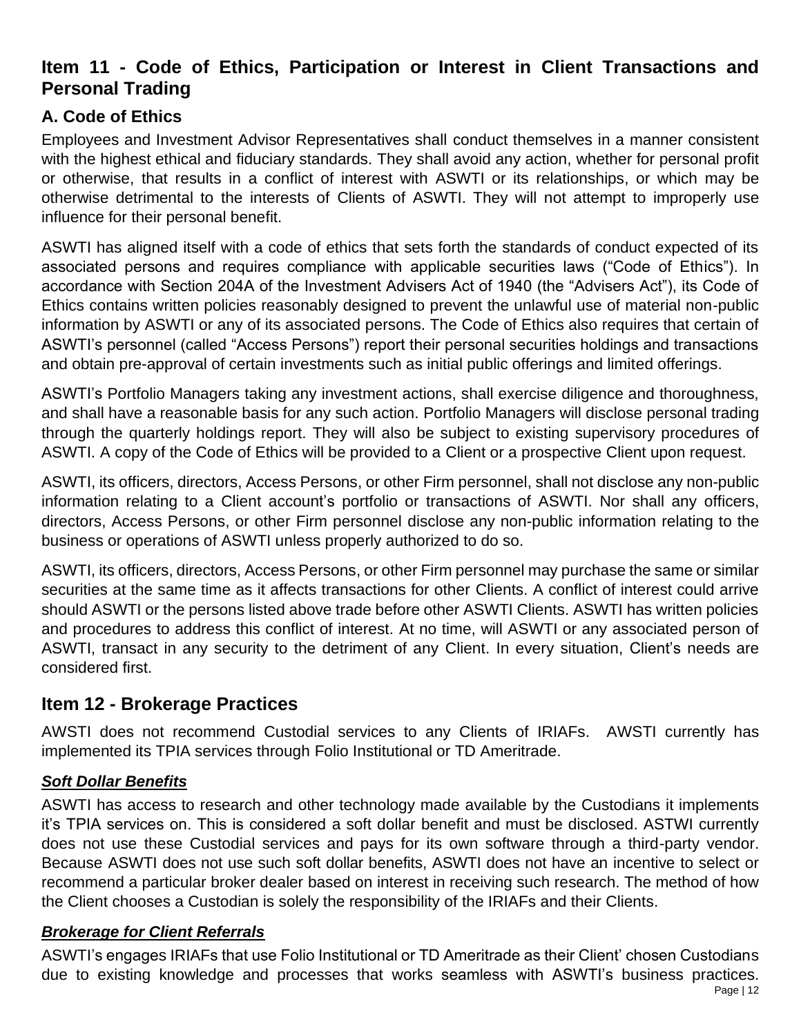## Item 11 - Code of Ethics, Participation or Interest in Client Transactions and Personal Trading

### A. Code of Ethics

Employees and Investment Advisor Representatives shall conduct themselves in a manner consistent with the highest ethical and fiduciary standards. They shall avoid any action, whether for personal profit or otherwise, that results in a conflict of interest with ASWTI or its relationships, or which may be otherwise detrimental to the interests of Clients of ASWTI. They will not attempt to improperly use influence for their personal benefit.

ASWTI has aligned itself with a code of ethics that sets forth the standards of conduct expected of its associated persons and requires compliance with applicable securities laws ("Code of Ethics"). In accordance with Section 204A of the Investment Advisers Act of 1940 (the "Advisers Act"), its Code of Ethics contains written policies reasonably designed to prevent the unlawful use of material non-public information by ASWTI or any of its associated persons. The Code of Ethics also requires that certain of ASWTI's personnel (called "Access Persons") report their personal securities holdings and transactions and obtain pre-approval of certain investments such as initial public offerings and limited offerings.

ASWTI's Portfolio Managers taking any investment actions, shall exercise diligence and thoroughness, and shall have a reasonable basis for any such action. Portfolio Managers will disclose personal trading through the quarterly holdings report. They will also be subject to existing supervisory procedures of ASWTI. A copy of the Code of Ethics will be provided to a Client or a prospective Client upon request.

ASWTI, its officers, directors, Access Persons, or other Firm personnel, shall not disclose any non-public information relating to a Client account's portfolio or transactions of ASWTI. Nor shall any officers, directors, Access Persons, or other Firm personnel disclose any non-public information relating to the business or operations of ASWTI unless properly authorized to do so.

ASWTI, its officers, directors, Access Persons, or other Firm personnel may purchase the same or similar securities at the same time as it affects transactions for other Clients. A conflict of interest could arrive should ASWTI or the persons listed above trade before other ASWTI Clients. ASWTI has written policies and procedures to address this conflict of interest. At no time, will ASWTI or any associated person of ASWTI, transact in any security to the detriment of any Client. In every situation, Client's needs are considered first.

## Item 12 - Brokerage Practices

AWSTI does not recommend Custodial services to any Clients of IRIAFs. AWSTI currently has implemented its TPIA services through Folio Institutional or TD Ameritrade.

### ***Soft Dollar Benefits***

ASWTI has access to research and other technology made available by the Custodians it implements it's TPIA services on. This is considered a soft dollar benefit and must be disclosed. ASTWI currently does not use these Custodial services and pays for its own software through a third-party vendor. Because ASWTI does not use such soft dollar benefits, ASWTI does not have an incentive to select or recommend a particular broker dealer based on interest in receiving such research. The method of how the Client chooses a Custodian is solely the responsibility of the IRIAFs and their Clients.

### ***Brokerage for Client Referrals***

ASWTI's engages IRIAFs that use Folio Institutional or TD Ameritrade as their Client' chosen Custodians due to existing knowledge and processes that works seamless with ASWTI's business practices.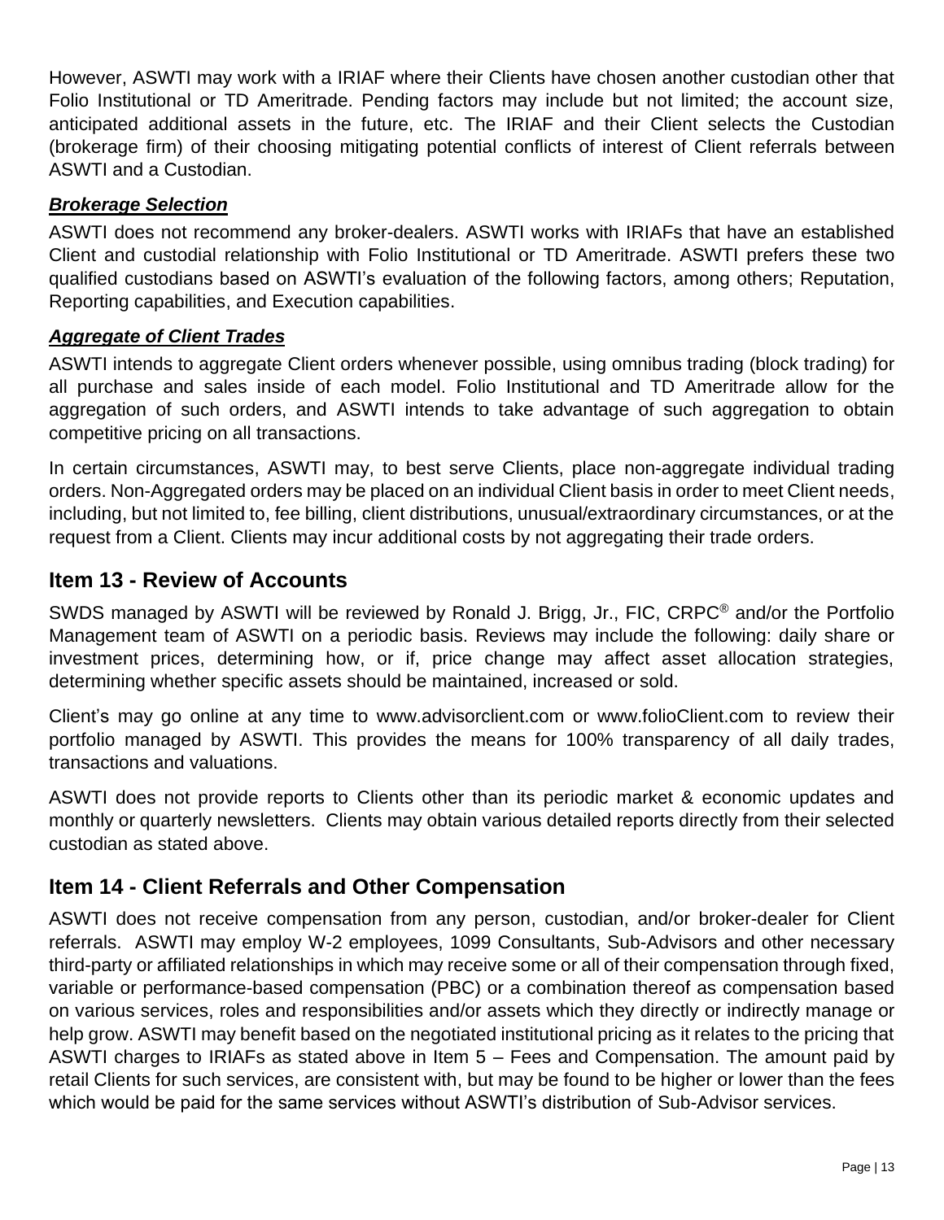However, ASWTI may work with a IRIAF where their Clients have chosen another custodian other that Folio Institutional or TD Ameritrade. Pending factors may include but not limited; the account size, anticipated additional assets in the future, etc. The IRIAF and their Client selects the Custodian (brokerage firm) of their choosing mitigating potential conflicts of interest of Client referrals between ASWTI and a Custodian.

***Brokerage Selection***

ASWTI does not recommend any broker-dealers. ASWTI works with IRIAFs that have an established Client and custodial relationship with Folio Institutional or TD Ameritrade. ASWTI prefers these two qualified custodians based on ASWTI's evaluation of the following factors, among others; Reputation, Reporting capabilities, and Execution capabilities.

***Aggregate of Client Trades***

ASWTI intends to aggregate Client orders whenever possible, using omnibus trading (block trading) for all purchase and sales inside of each model. Folio Institutional and TD Ameritrade allow for the aggregation of such orders, and ASWTI intends to take advantage of such aggregation to obtain competitive pricing on all transactions.

In certain circumstances, ASWTI may, to best serve Clients, place non-aggregate individual trading orders. Non-Aggregated orders may be placed on an individual Client basis in order to meet Client needs, including, but not limited to, fee billing, client distributions, unusual/extraordinary circumstances, or at the request from a Client. Clients may incur additional costs by not aggregating their trade orders.

## Item 13 - Review of Accounts

SWDS managed by ASWTI will be reviewed by Ronald J. Brigg, Jr., FIC, CRPC® and/or the Portfolio Management team of ASWTI on a periodic basis. Reviews may include the following: daily share or investment prices, determining how, or if, price change may affect asset allocation strategies, determining whether specific assets should be maintained, increased or sold.

Client's may go online at any time to www.advisorclient.com or www.folioClient.com to review their portfolio managed by ASWTI. This provides the means for 100% transparency of all daily trades, transactions and valuations.

ASWTI does not provide reports to Clients other than its periodic market & economic updates and monthly or quarterly newsletters. Clients may obtain various detailed reports directly from their selected custodian as stated above.

## Item 14 - Client Referrals and Other Compensation

ASWTI does not receive compensation from any person, custodian, and/or broker-dealer for Client referrals. ASWTI may employ W-2 employees, 1099 Consultants, Sub-Advisors and other necessary third-party or affiliated relationships in which may receive some or all of their compensation through fixed, variable or performance-based compensation (PBC) or a combination thereof as compensation based on various services, roles and responsibilities and/or assets which they directly or indirectly manage or help grow. ASWTI may benefit based on the negotiated institutional pricing as it relates to the pricing that ASWTI charges to IRIAFs as stated above in Item 5 – Fees and Compensation. The amount paid by retail Clients for such services, are consistent with, but may be found to be higher or lower than the fees which would be paid for the same services without ASWTI's distribution of Sub-Advisor services.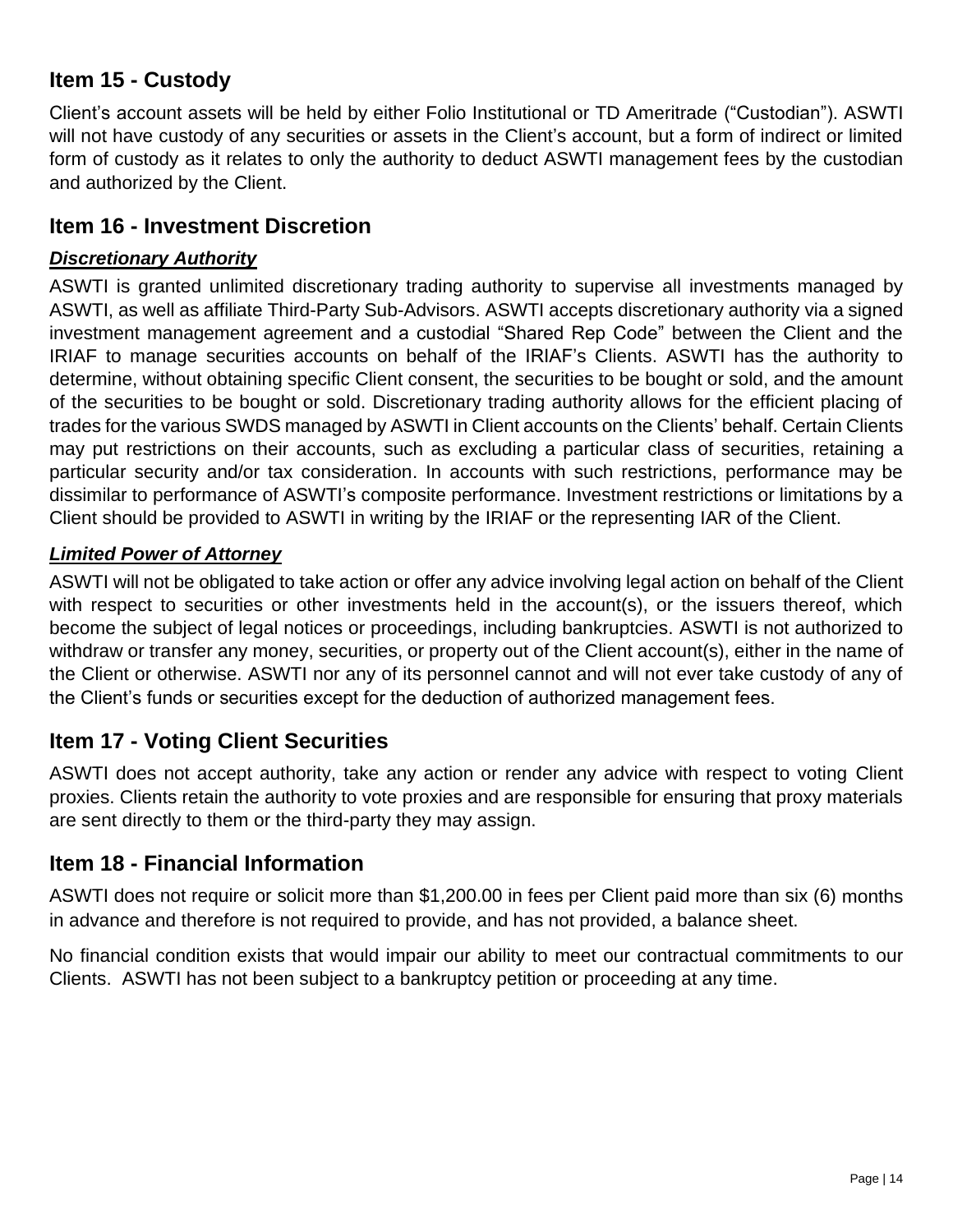## Item 15 - Custody

Client's account assets will be held by either Folio Institutional or TD Ameritrade ("Custodian"). ASWTI will not have custody of any securities or assets in the Client's account, but a form of indirect or limited form of custody as it relates to only the authority to deduct ASWTI management fees by the custodian and authorized by the Client.

## Item 16 - Investment Discretion

### ***Discretionary Authority***

ASWTI is granted unlimited discretionary trading authority to supervise all investments managed by ASWTI, as well as affiliate Third-Party Sub-Advisors. ASWTI accepts discretionary authority via a signed investment management agreement and a custodial "Shared Rep Code" between the Client and the IRIAF to manage securities accounts on behalf of the IRIAF's Clients. ASWTI has the authority to determine, without obtaining specific Client consent, the securities to be bought or sold, and the amount of the securities to be bought or sold. Discretionary trading authority allows for the efficient placing of trades for the various SWDS managed by ASWTI in Client accounts on the Clients' behalf. Certain Clients may put restrictions on their accounts, such as excluding a particular class of securities, retaining a particular security and/or tax consideration. In accounts with such restrictions, performance may be dissimilar to performance of ASWTI's composite performance. Investment restrictions or limitations by a Client should be provided to ASWTI in writing by the IRIAF or the representing IAR of the Client.

### ***Limited Power of Attorney***

ASWTI will not be obligated to take action or offer any advice involving legal action on behalf of the Client with respect to securities or other investments held in the account(s), or the issuers thereof, which become the subject of legal notices or proceedings, including bankruptcies. ASWTI is not authorized to withdraw or transfer any money, securities, or property out of the Client account(s), either in the name of the Client or otherwise. ASWTI nor any of its personnel cannot and will not ever take custody of any of the Client's funds or securities except for the deduction of authorized management fees.

## Item 17 - Voting Client Securities

ASWTI does not accept authority, take any action or render any advice with respect to voting Client proxies. Clients retain the authority to vote proxies and are responsible for ensuring that proxy materials are sent directly to them or the third-party they may assign.

## Item 18 - Financial Information

ASWTI does not require or solicit more than $1,200.00 in fees per Client paid more than six (6) months in advance and therefore is not required to provide, and has not provided, a balance sheet.

No financial condition exists that would impair our ability to meet our contractual commitments to our Clients. ASWTI has not been subject to a bankruptcy petition or proceeding at any time.